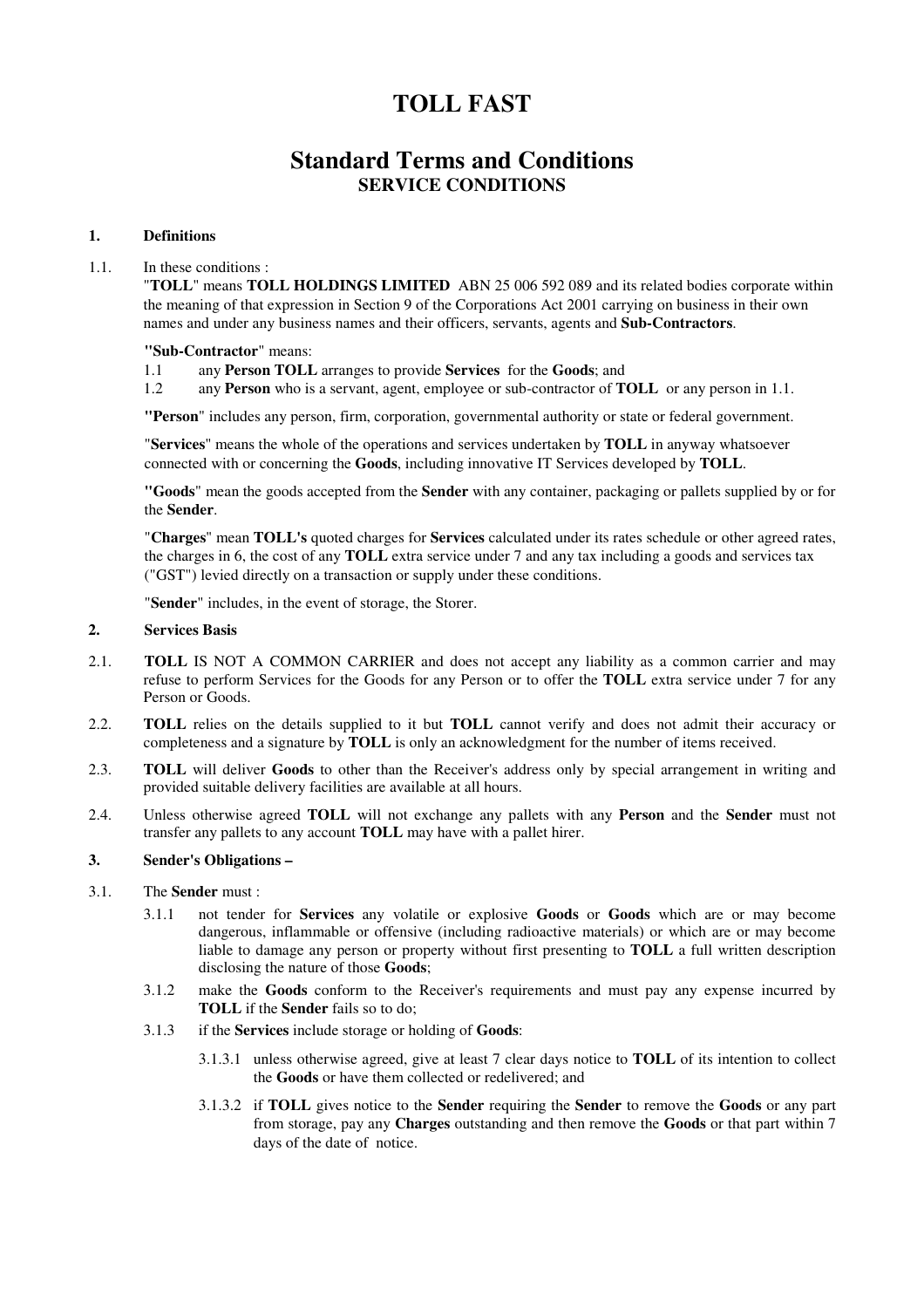# TOLL FAST

## Standard Terms and Conditions

### SERVICE CONDITIONS

**1. Definitions**

1.1. In these conditions :

"**TOLL**" means **TOLL HOLDINGS LIMITED** ABN 25 006 592 089 and its related bodies corporate within the meaning of that expression in Section 9 of the Corporations Act 2001 carrying on business in their own names and under any business names and their officers, servants, agents and **Sub-Contractors**.

**"Sub-Contractor"** means:

1.1 any **Person TOLL** arranges to provide **Services** for the **Goods**; and

1.2 any **Person** who is a servant, agent, employee or sub-contractor of **TOLL** or any person in 1.1.

**"Person"** includes any person, firm, corporation, governmental authority or state or federal government.

"**Services**" means the whole of the operations and services undertaken by **TOLL** in anyway whatsoever connected with or concerning the **Goods**, including innovative IT Services developed by **TOLL**.

**"Goods"** mean the goods accepted from the **Sender** with any container, packaging or pallets supplied by or for the **Sender**.

"**Charges**" mean **TOLL's** quoted charges for **Services** calculated under its rates schedule or other agreed rates, the charges in 6, the cost of any **TOLL** extra service under 7 and any tax including a goods and services tax ("GST") levied directly on a transaction or supply under these conditions.

"**Sender**" includes, in the event of storage, the Storer.

**2. Services Basis**

2.1. **TOLL** IS NOT A COMMON CARRIER and does not accept any liability as a common carrier and may refuse to perform Services for the Goods for any Person or to offer the **TOLL** extra service under 7 for any Person or Goods.

2.2. **TOLL** relies on the details supplied to it but **TOLL** cannot verify and does not admit their accuracy or completeness and a signature by **TOLL** is only an acknowledgment for the number of items received.

2.3. **TOLL** will deliver **Goods** to other than the Receiver's address only by special arrangement in writing and provided suitable delivery facilities are available at all hours.

2.4. Unless otherwise agreed **TOLL** will not exchange any pallets with any **Person** and the **Sender** must not transfer any pallets to any account **TOLL** may have with a pallet hirer.

**3. Sender's Obligations –**

3.1. The **Sender** must :

3.1.1 not tender for **Services** any volatile or explosive **Goods** or **Goods** which are or may become dangerous, inflammable or offensive (including radioactive materials) or which are or may become liable to damage any person or property without first presenting to **TOLL** a full written description disclosing the nature of those **Goods**;

3.1.2 make the **Goods** conform to the Receiver's requirements and must pay any expense incurred by **TOLL** if the **Sender** fails so to do;

3.1.3 if the **Services** include storage or holding of **Goods**:

3.1.3.1 unless otherwise agreed, give at least 7 clear days notice to **TOLL** of its intention to collect the **Goods** or have them collected or redelivered; and

3.1.3.2 if **TOLL** gives notice to the **Sender** requiring the **Sender** to remove the **Goods** or any part from storage, pay any **Charges** outstanding and then remove the **Goods** or that part within 7 days of the date of notice.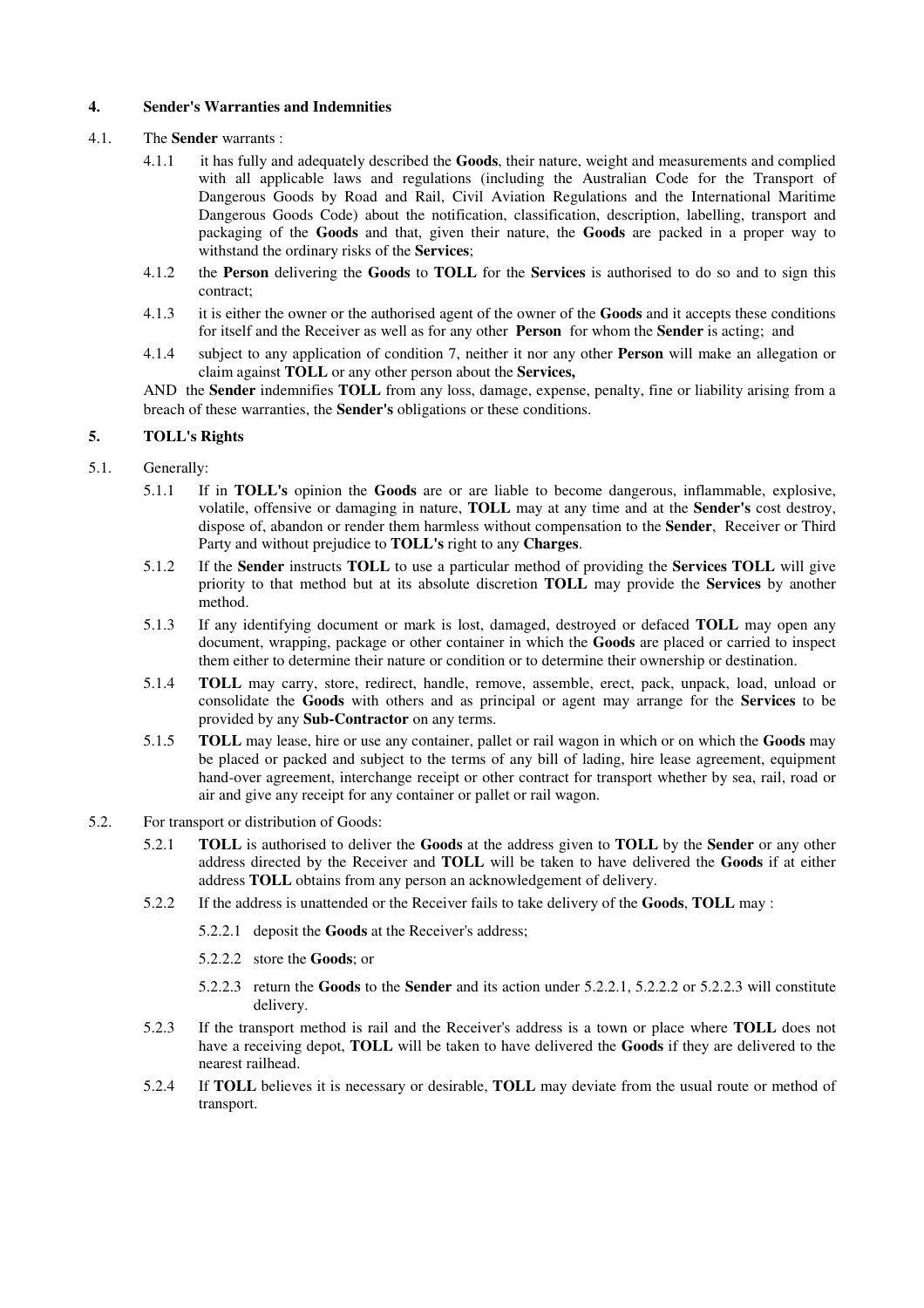## 4. Sender's Warranties and Indemnities

4.1. The **Sender** warrants :

4.1.1 it has fully and adequately described the **Goods**, their nature, weight and measurements and complied with all applicable laws and regulations (including the Australian Code for the Transport of Dangerous Goods by Road and Rail, Civil Aviation Regulations and the International Maritime Dangerous Goods Code) about the notification, classification, description, labelling, transport and packaging of the **Goods** and that, given their nature, the **Goods** are packed in a proper way to withstand the ordinary risks of the **Services**;

4.1.2 the **Person** delivering the **Goods** to **TOLL** for the **Services** is authorised to do so and to sign this contract;

4.1.3 it is either the owner or the authorised agent of the owner of the **Goods** and it accepts these conditions for itself and the Receiver as well as for any other **Person** for whom the **Sender** is acting; and

4.1.4 subject to any application of condition 7, neither it nor any other **Person** will make an allegation or claim against **TOLL** or any other person about the **Services,**

AND the **Sender** indemnifies **TOLL** from any loss, damage, expense, penalty, fine or liability arising from a breach of these warranties, the **Sender's** obligations or these conditions.

## 5. TOLL's Rights

5.1. Generally:

5.1.1 If in **TOLL's** opinion the **Goods** are or are liable to become dangerous, inflammable, explosive, volatile, offensive or damaging in nature, **TOLL** may at any time and at the **Sender's** cost destroy, dispose of, abandon or render them harmless without compensation to the **Sender**, Receiver or Third Party and without prejudice to **TOLL's** right to any **Charges**.

5.1.2 If the **Sender** instructs **TOLL** to use a particular method of providing the **Services TOLL** will give priority to that method but at its absolute discretion **TOLL** may provide the **Services** by another method.

5.1.3 If any identifying document or mark is lost, damaged, destroyed or defaced **TOLL** may open any document, wrapping, package or other container in which the **Goods** are placed or carried to inspect them either to determine their nature or condition or to determine their ownership or destination.

5.1.4 **TOLL** may carry, store, redirect, handle, remove, assemble, erect, pack, unpack, load, unload or consolidate the **Goods** with others and as principal or agent may arrange for the **Services** to be provided by any **Sub-Contractor** on any terms.

5.1.5 **TOLL** may lease, hire or use any container, pallet or rail wagon in which or on which the **Goods** may be placed or packed and subject to the terms of any bill of lading, hire lease agreement, equipment hand-over agreement, interchange receipt or other contract for transport whether by sea, rail, road or air and give any receipt for any container or pallet or rail wagon.

5.2. For transport or distribution of Goods:

5.2.1 **TOLL** is authorised to deliver the **Goods** at the address given to **TOLL** by the **Sender** or any other address directed by the Receiver and **TOLL** will be taken to have delivered the **Goods** if at either address **TOLL** obtains from any person an acknowledgement of delivery.

5.2.2 If the address is unattended or the Receiver fails to take delivery of the **Goods**, **TOLL** may :

5.2.2.1 deposit the **Goods** at the Receiver's address;

5.2.2.2 store the **Goods**; or

5.2.2.3 return the **Goods** to the **Sender** and its action under 5.2.2.1, 5.2.2.2 or 5.2.2.3 will constitute delivery.

5.2.3 If the transport method is rail and the Receiver's address is a town or place where **TOLL** does not have a receiving depot, **TOLL** will be taken to have delivered the **Goods** if they are delivered to the nearest railhead.

5.2.4 If **TOLL** believes it is necessary or desirable, **TOLL** may deviate from the usual route or method of transport.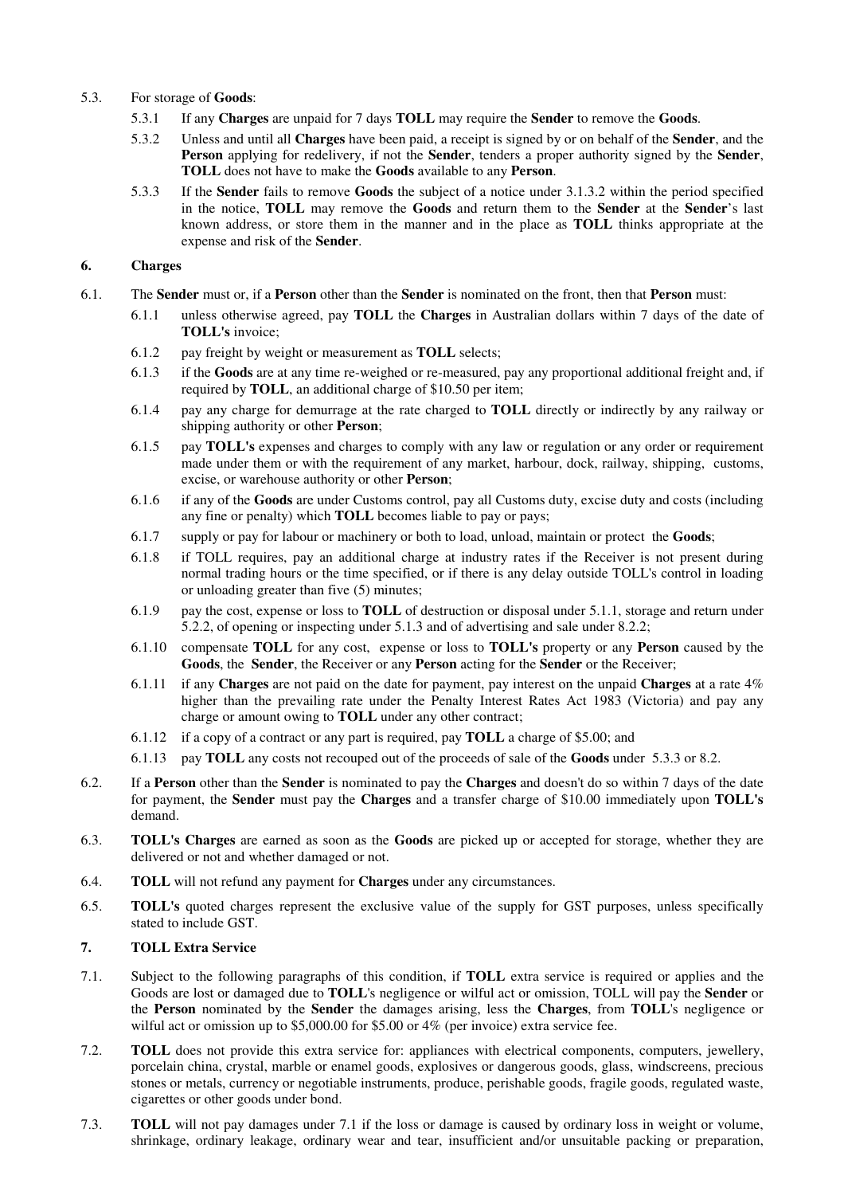5.3. For storage of **Goods**:

5.3.1 If any **Charges** are unpaid for 7 days **TOLL** may require the **Sender** to remove the **Goods**.

5.3.2 Unless and until all **Charges** have been paid, a receipt is signed by or on behalf of the **Sender**, and the **Person** applying for redelivery, if not the **Sender**, tenders a proper authority signed by the **Sender**, **TOLL** does not have to make the **Goods** available to any **Person**.

5.3.3 If the **Sender** fails to remove **Goods** the subject of a notice under 3.1.3.2 within the period specified in the notice, **TOLL** may remove the **Goods** and return them to the **Sender** at the **Sender**'s last known address, or store them in the manner and in the place as **TOLL** thinks appropriate at the expense and risk of the **Sender**.

## 6. Charges

6.1. The **Sender** must or, if a **Person** other than the **Sender** is nominated on the front, then that **Person** must:

6.1.1 unless otherwise agreed, pay **TOLL** the **Charges** in Australian dollars within 7 days of the date of **TOLL's** invoice;

6.1.2 pay freight by weight or measurement as **TOLL** selects;

6.1.3 if the **Goods** are at any time re-weighed or re-measured, pay any proportional additional freight and, if required by **TOLL**, an additional charge of $10.50 per item;

6.1.4 pay any charge for demurrage at the rate charged to **TOLL** directly or indirectly by any railway or shipping authority or other **Person**;

6.1.5 pay **TOLL's** expenses and charges to comply with any law or regulation or any order or requirement made under them or with the requirement of any market, harbour, dock, railway, shipping, customs, excise, or warehouse authority or other **Person**;

6.1.6 if any of the **Goods** are under Customs control, pay all Customs duty, excise duty and costs (including any fine or penalty) which **TOLL** becomes liable to pay or pays;

6.1.7 supply or pay for labour or machinery or both to load, unload, maintain or protect the **Goods**;

6.1.8 if TOLL requires, pay an additional charge at industry rates if the Receiver is not present during normal trading hours or the time specified, or if there is any delay outside TOLL's control in loading or unloading greater than five (5) minutes;

6.1.9 pay the cost, expense or loss to **TOLL** of destruction or disposal under 5.1.1, storage and return under 5.2.2, of opening or inspecting under 5.1.3 and of advertising and sale under 8.2.2;

6.1.10 compensate **TOLL** for any cost, expense or loss to **TOLL's** property or any **Person** caused by the **Goods**, the **Sender**, the Receiver or any **Person** acting for the **Sender** or the Receiver;

6.1.11 if any **Charges** are not paid on the date for payment, pay interest on the unpaid **Charges** at a rate 4% higher than the prevailing rate under the Penalty Interest Rates Act 1983 (Victoria) and pay any charge or amount owing to **TOLL** under any other contract;

6.1.12 if a copy of a contract or any part is required, pay **TOLL** a charge of $5.00; and

6.1.13 pay **TOLL** any costs not recouped out of the proceeds of sale of the **Goods** under 5.3.3 or 8.2.

6.2. If a **Person** other than the **Sender** is nominated to pay the **Charges** and doesn't do so within 7 days of the date for payment, the **Sender** must pay the **Charges** and a transfer charge of $10.00 immediately upon **TOLL's** demand.

6.3. **TOLL's Charges** are earned as soon as the **Goods** are picked up or accepted for storage, whether they are delivered or not and whether damaged or not.

6.4. **TOLL** will not refund any payment for **Charges** under any circumstances.

6.5. **TOLL's** quoted charges represent the exclusive value of the supply for GST purposes, unless specifically stated to include GST.

## 7. TOLL Extra Service

7.1. Subject to the following paragraphs of this condition, if **TOLL** extra service is required or applies and the Goods are lost or damaged due to **TOLL**'s negligence or wilful act or omission, TOLL will pay the **Sender** or the **Person** nominated by the **Sender** the damages arising, less the **Charges**, from **TOLL**'s negligence or wilful act or omission up to $5,000.00 for $5.00 or 4% (per invoice) extra service fee.

7.2. **TOLL** does not provide this extra service for: appliances with electrical components, computers, jewellery, porcelain china, crystal, marble or enamel goods, explosives or dangerous goods, glass, windscreens, precious stones or metals, currency or negotiable instruments, produce, perishable goods, fragile goods, regulated waste, cigarettes or other goods under bond.

7.3. **TOLL** will not pay damages under 7.1 if the loss or damage is caused by ordinary loss in weight or volume, shrinkage, ordinary leakage, ordinary wear and tear, insufficient and/or unsuitable packing or preparation,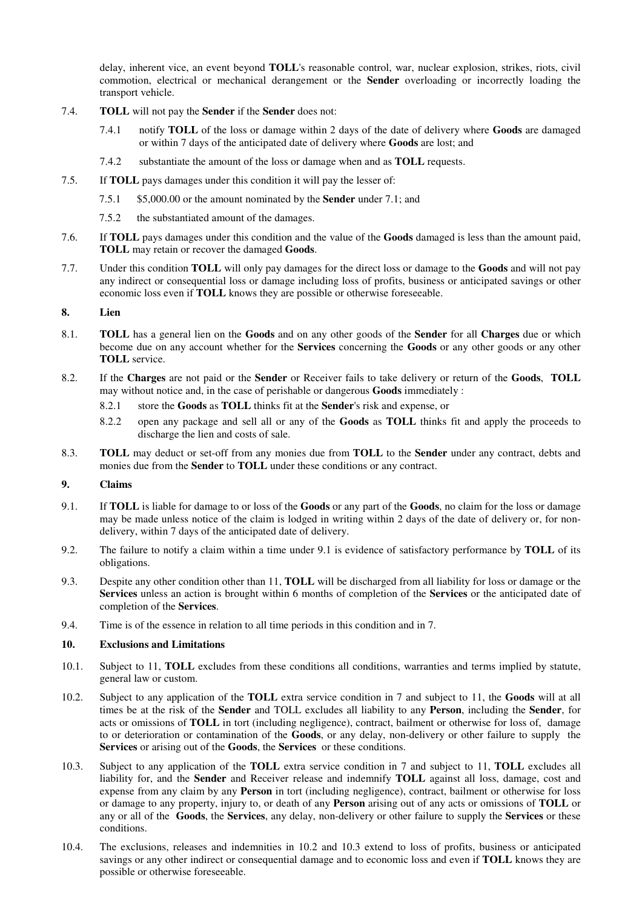delay, inherent vice, an event beyond **TOLL**'s reasonable control, war, nuclear explosion, strikes, riots, civil commotion, electrical or mechanical derangement or the **Sender** overloading or incorrectly loading the transport vehicle.

7.4. **TOLL** will not pay the **Sender** if the **Sender** does not:

7.4.1 notify **TOLL** of the loss or damage within 2 days of the date of delivery where **Goods** are damaged or within 7 days of the anticipated date of delivery where **Goods** are lost; and

7.4.2 substantiate the amount of the loss or damage when and as **TOLL** requests.

7.5. If **TOLL** pays damages under this condition it will pay the lesser of:

7.5.1 $5,000.00 or the amount nominated by the **Sender** under 7.1; and

7.5.2 the substantiated amount of the damages.

7.6. If **TOLL** pays damages under this condition and the value of the **Goods** damaged is less than the amount paid, **TOLL** may retain or recover the damaged **Goods**.

7.7. Under this condition **TOLL** will only pay damages for the direct loss or damage to the **Goods** and will not pay any indirect or consequential loss or damage including loss of profits, business or anticipated savings or other economic loss even if **TOLL** knows they are possible or otherwise foreseeable.

## 8. Lien

8.1. **TOLL** has a general lien on the **Goods** and on any other goods of the **Sender** for all **Charges** due or which become due on any account whether for the **Services** concerning the **Goods** or any other goods or any other **TOLL** service.

8.2. If the **Charges** are not paid or the **Sender** or Receiver fails to take delivery or return of the **Goods**, **TOLL** may without notice and, in the case of perishable or dangerous **Goods** immediately :

8.2.1 store the **Goods** as **TOLL** thinks fit at the **Sender**'s risk and expense, or

8.2.2 open any package and sell all or any of the **Goods** as **TOLL** thinks fit and apply the proceeds to discharge the lien and costs of sale.

8.3. **TOLL** may deduct or set-off from any monies due from **TOLL** to the **Sender** under any contract, debts and monies due from the **Sender** to **TOLL** under these conditions or any contract.

## 9. Claims

9.1. If **TOLL** is liable for damage to or loss of the **Goods** or any part of the **Goods**, no claim for the loss or damage may be made unless notice of the claim is lodged in writing within 2 days of the date of delivery or, for non-delivery, within 7 days of the anticipated date of delivery.

9.2. The failure to notify a claim within a time under 9.1 is evidence of satisfactory performance by **TOLL** of its obligations.

9.3. Despite any other condition other than 11, **TOLL** will be discharged from all liability for loss or damage or the **Services** unless an action is brought within 6 months of completion of the **Services** or the anticipated date of completion of the **Services**.

9.4. Time is of the essence in relation to all time periods in this condition and in 7.

## 10. Exclusions and Limitations

10.1. Subject to 11, **TOLL** excludes from these conditions all conditions, warranties and terms implied by statute, general law or custom.

10.2. Subject to any application of the **TOLL** extra service condition in 7 and subject to 11, the **Goods** will at all times be at the risk of the **Sender** and TOLL excludes all liability to any **Person**, including the **Sender**, for acts or omissions of **TOLL** in tort (including negligence), contract, bailment or otherwise for loss of, damage to or deterioration or contamination of the **Goods**, or any delay, non-delivery or other failure to supply the **Services** or arising out of the **Goods**, the **Services** or these conditions.

10.3. Subject to any application of the **TOLL** extra service condition in 7 and subject to 11, **TOLL** excludes all liability for, and the **Sender** and Receiver release and indemnify **TOLL** against all loss, damage, cost and expense from any claim by any **Person** in tort (including negligence), contract, bailment or otherwise for loss or damage to any property, injury to, or death of any **Person** arising out of any acts or omissions of **TOLL** or any or all of the **Goods**, the **Services**, any delay, non-delivery or other failure to supply the **Services** or these conditions.

10.4. The exclusions, releases and indemnities in 10.2 and 10.3 extend to loss of profits, business or anticipated savings or any other indirect or consequential damage and to economic loss and even if **TOLL** knows they are possible or otherwise foreseeable.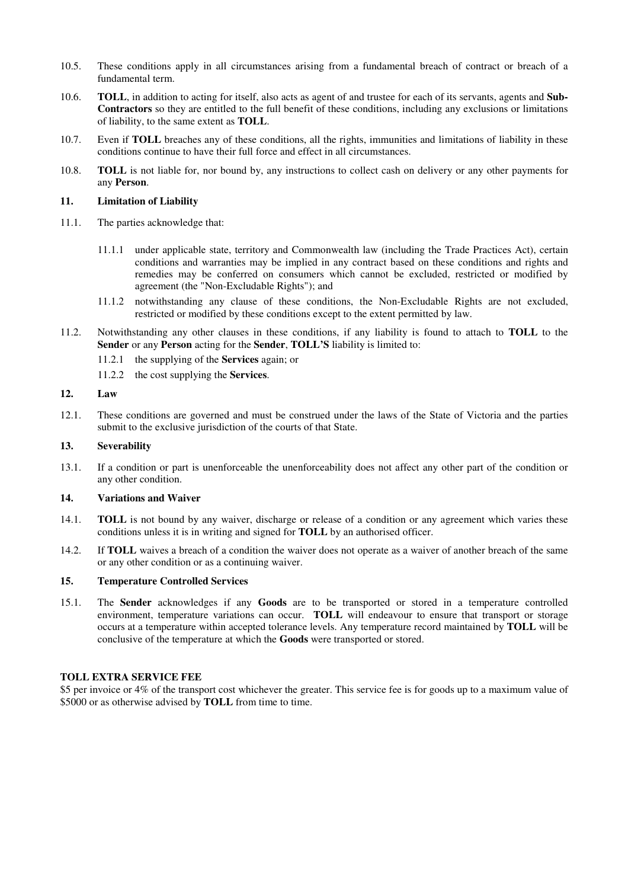10.5. These conditions apply in all circumstances arising from a fundamental breach of contract or breach of a fundamental term.

10.6. **TOLL**, in addition to acting for itself, also acts as agent of and trustee for each of its servants, agents and **Sub-Contractors** so they are entitled to the full benefit of these conditions, including any exclusions or limitations of liability, to the same extent as **TOLL**.

10.7. Even if **TOLL** breaches any of these conditions, all the rights, immunities and limitations of liability in these conditions continue to have their full force and effect in all circumstances.

10.8. **TOLL** is not liable for, nor bound by, any instructions to collect cash on delivery or any other payments for any **Person**.

### 11. Limitation of Liability

11.1. The parties acknowledge that:

- 11.1.1 under applicable state, territory and Commonwealth law (including the Trade Practices Act), certain conditions and warranties may be implied in any contract based on these conditions and rights and remedies may be conferred on consumers which cannot be excluded, restricted or modified by agreement (the "Non-Excludable Rights"); and
- 11.1.2 notwithstanding any clause of these conditions, the Non-Excludable Rights are not excluded, restricted or modified by these conditions except to the extent permitted by law.

11.2. Notwithstanding any other clauses in these conditions, if any liability is found to attach to **TOLL** to the **Sender** or any **Person** acting for the **Sender**, **TOLL'S** liability is limited to:

- 11.2.1 the supplying of the **Services** again; or
- 11.2.2 the cost supplying the **Services**.

### 12. Law

12.1. These conditions are governed and must be construed under the laws of the State of Victoria and the parties submit to the exclusive jurisdiction of the courts of that State.

### 13. Severability

13.1. If a condition or part is unenforceable the unenforceability does not affect any other part of the condition or any other condition.

### 14. Variations and Waiver

14.1. **TOLL** is not bound by any waiver, discharge or release of a condition or any agreement which varies these conditions unless it is in writing and signed for **TOLL** by an authorised officer.

14.2. If **TOLL** waives a breach of a condition the waiver does not operate as a waiver of another breach of the same or any other condition or as a continuing waiver.

### 15. Temperature Controlled Services

15.1. The **Sender** acknowledges if any **Goods** are to be transported or stored in a temperature controlled environment, temperature variations can occur. **TOLL** will endeavour to ensure that transport or storage occurs at a temperature within accepted tolerance levels. Any temperature record maintained by **TOLL** will be conclusive of the temperature at which the **Goods** were transported or stored.

**TOLL EXTRA SERVICE FEE**

$5 per invoice or 4% of the transport cost whichever the greater. This service fee is for goods up to a maximum value of $5000 or as otherwise advised by **TOLL** from time to time.